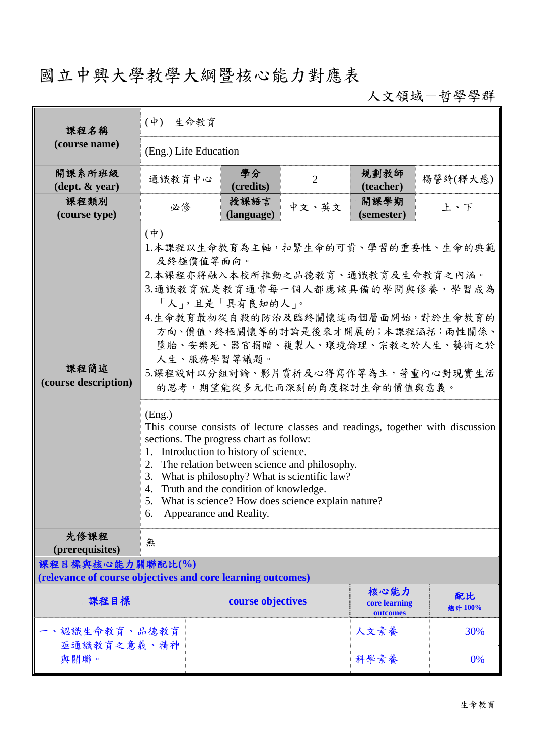# 國立中興大學教學大綱暨核心能力對應表

人文領域－哲學學群

| 課程名稱 (course name) | (中) 生命教育 | | | | |
|---|---|---|---|---|---|
| | (Eng.) Life Education | | | | |
| 開課系所班級 (dept. & year) | 通識教育中心 | 學分 (credits) | 2 | 規劃教師 (teacher) | 楊謦綺(釋大愚) |
| 課程類別 (course type) | 必修 | 授課語言 (language) | 中文、英文 | 開課學期 (semester) | 上、下 |
| 課程簡述 (course description) | (中)<br>1.本課程以生命教育為主軸，扣緊生命的可貴、學習的重要性、生命的典範及終極價值等面向。<br>2.本課程亦將融入本校所推動之品德教育、通識教育及生命教育之內涵。<br>3.通識教育就是教育通常每一個人都應該具備的學問與修養，學習成為「人」，且是「具有良知的人」。<br>4.生命教育最初從自殺的防治及臨終關懷這兩個層面開始，對於生命教育的方向、價值、終極關懷等的討論是後來才開展的；本課程涵括：兩性關係、墮胎、安樂死、器官捐贈、複製人、環境倫理、宗教之於人生、藝術之於人生、服務學習等議題。<br>5.課程設計以分組討論、影片賞析及心得寫作等為主，著重內心對現實生活的思考，期望能從多元化而深刻的角度探討生命的價值與意義。 | | | | |
| | (Eng.)<br>This course consists of lecture classes and readings, together with discussion sections. The progress chart as follow:<br>1. Introduction to history of science.<br>2. The relation between science and philosophy.<br>3. What is philosophy? What is scientific law?<br>4. Truth and the condition of knowledge.<br>5. What is science? How does science explain nature?<br>6. Appearance and Reality. | | | | |
| 先修課程 (prerequisites) | 無 | | | | |

**課程目標與核心能力關聯配比(%)**
**(relevance of course objectives and core learning outcomes)**

| 課程目標 | course objectives | 核心能力 core learning outcomes | 配比 總計 100% |
|---|---|---|---|
| 一、認識生命教育、品德教育與通識教育之意義、精神與關聯。 | | 人文素養 | 30% |
| | | 科學素養 | 0% |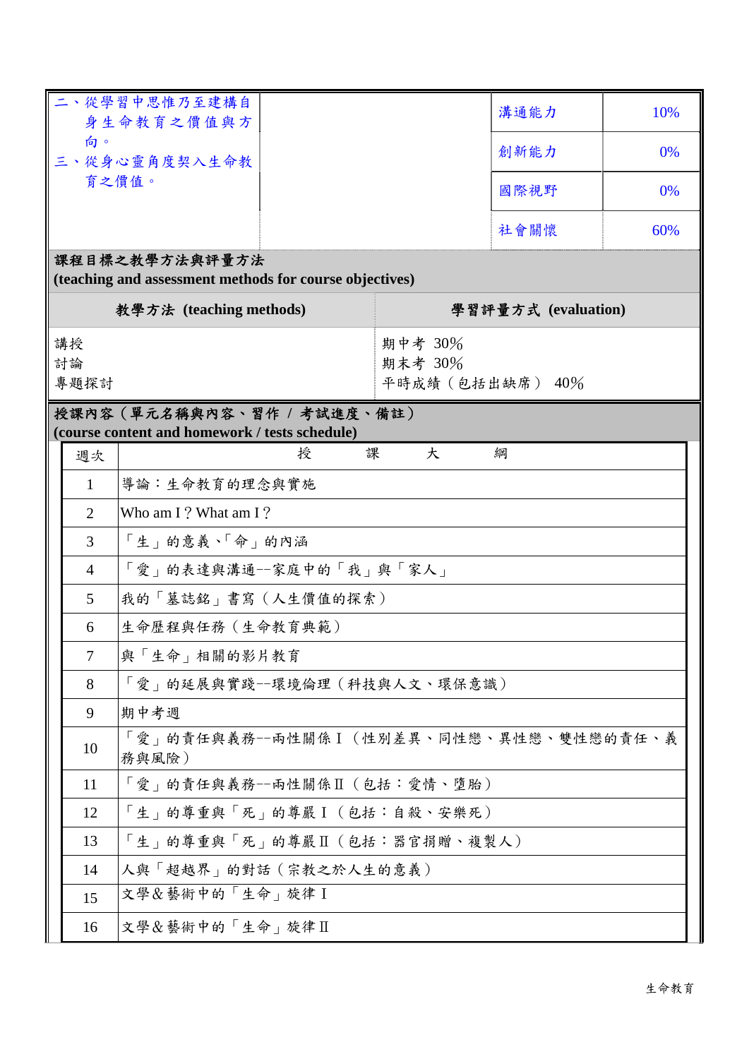| | | | |
|---|---|---|---|
| 二、從學習中思惟乃至建構自身生命教育之價值與方向。<br>三、從身心靈角度契入生命教育之價值。 | | 溝通能力 | 10% |
| | | 創新能力 | 0% |
| | | 國際視野 | 0% |
| | | 社會關懷 | 60% |

**課程目標之教學方法與評量方法**
**(teaching and assessment methods for course objectives)**

| 教學方法 (teaching methods) | 學習評量方式 (evaluation) |
|---|---|
| 講授<br>討論<br>專題探討 | 期中考 30%<br>期末考 30%<br>平時成績（包括出缺席） 40% |

**授課內容（單元名稱與內容、習作 / 考試進度、備註）**
**(course content and homework / tests schedule)**

| 週次 | 授課大綱 |
|---|---|
| 1 | 導論：生命教育的理念與實施 |
| 2 | Who am I？What am I？ |
| 3 | 「生」的意義、「命」的內涵 |
| 4 | 「愛」的表達與溝通--家庭中的「我」與「家人」 |
| 5 | 我的「墓誌銘」書寫（人生價值的探索） |
| 6 | 生命歷程與任務（生命教育典範） |
| 7 | 與「生命」相關的影片教育 |
| 8 | 「愛」的延展與實踐--環境倫理（科技與人文、環保意識） |
| 9 | 期中考週 |
| 10 | 「愛」的責任與義務--兩性關係Ⅰ（性別差異、同性戀、異性戀、雙性戀的責任、義務與風險） |
| 11 | 「愛」的責任與義務--兩性關係Ⅱ（包括：愛情、墮胎） |
| 12 | 「生」的尊重與「死」的尊嚴Ⅰ（包括：自殺、安樂死） |
| 13 | 「生」的尊重與「死」的尊嚴Ⅱ（包括：器官捐贈、複製人） |
| 14 | 人與「超越界」的對話（宗教之於人生的意義） |
| 15 | 文學＆藝術中的「生命」旋律Ⅰ |
| 16 | 文學＆藝術中的「生命」旋律Ⅱ |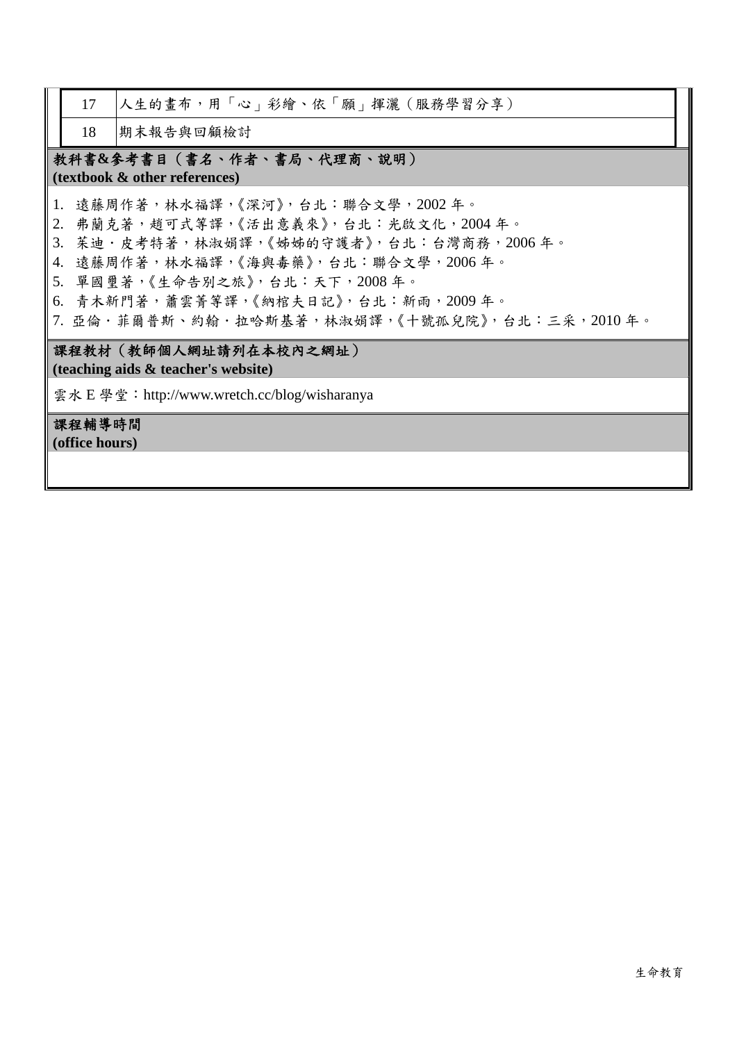| | |
|---|---|
| 17 | 人生的畫布，用「心」彩繪、依「願」揮灑（服務學習分享） |
| 18 | 期末報告與回顧檢討 |

**教科書&參考書目（書名、作者、書局、代理商、說明）**
**(textbook & other references)**

1. 遠藤周作著，林水福譯，《深河》，台北：聯合文學，2002 年。
2. 弗蘭克著，趙可式等譯，《活出意義來》，台北：光啟文化，2004 年。
3. 茱迪・皮考特著，林淑娟譯，《姊姊的守護者》，台北：台灣商務，2006 年。
4. 遠藤周作著，林水福譯，《海與毒藥》，台北：聯合文學，2006 年。
5. 單國璽著，《生命告別之旅》，台北：天下，2008 年。
6. 青木新門著，蕭雲菁等譯，《納棺夫日記》，台北：新雨，2009 年。
7. 亞倫・菲爾普斯、約翰・拉哈斯基著，林淑娟譯，《十號孤兒院》，台北：三采，2010 年。

**課程教材（教師個人網址請列在本校內之網址）**
**(teaching aids & teacher's website)**

雲水 E 學堂：http://www.wretch.cc/blog/wisharanya

**課程輔導時間**
**(office hours)**